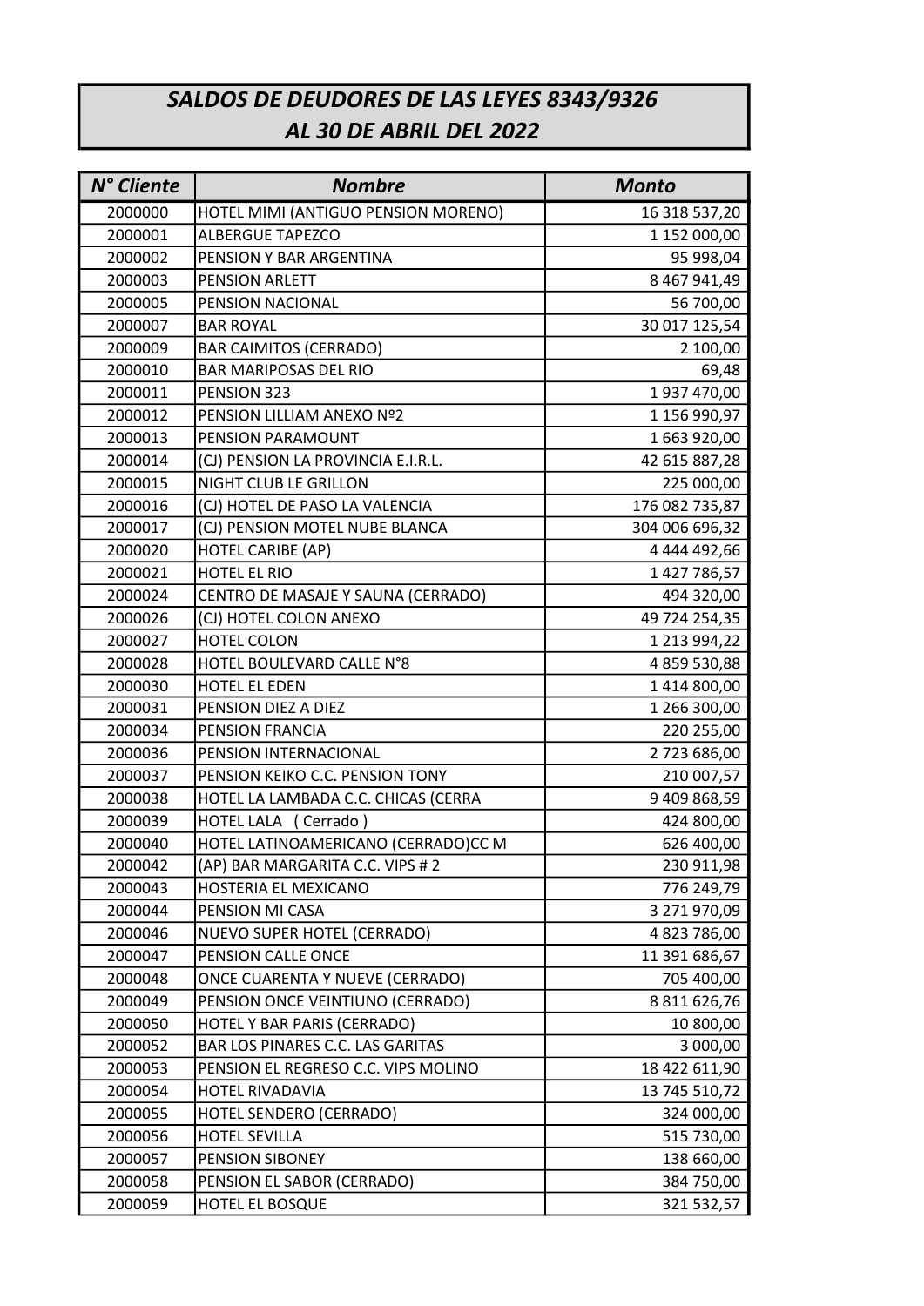# *SALDOS DE DEUDORES DE LAS LEYES 8343/9326*
# *AL 30 DE ABRIL DEL 2022*

| *N° Cliente* | *Nombre* | *Monto* |
|---|---|---|
| 2000000 | HOTEL MIMI (ANTIGUO PENSION MORENO) | 16 318 537,20 |
| 2000001 | ALBERGUE TAPEZCO | 1 152 000,00 |
| 2000002 | PENSION Y BAR ARGENTINA | 95 998,04 |
| 2000003 | PENSION ARLETT | 8 467 941,49 |
| 2000005 | PENSION NACIONAL | 56 700,00 |
| 2000007 | BAR ROYAL | 30 017 125,54 |
| 2000009 | BAR CAIMITOS (CERRADO) | 2 100,00 |
| 2000010 | BAR MARIPOSAS DEL RIO | 69,48 |
| 2000011 | PENSION 323 | 1 937 470,00 |
| 2000012 | PENSION LILLIAM ANEXO Nº2 | 1 156 990,97 |
| 2000013 | PENSION PARAMOUNT | 1 663 920,00 |
| 2000014 | (CJ) PENSION LA PROVINCIA E.I.R.L. | 42 615 887,28 |
| 2000015 | NIGHT CLUB LE GRILLON | 225 000,00 |
| 2000016 | (CJ) HOTEL DE PASO LA VALENCIA | 176 082 735,87 |
| 2000017 | (CJ) PENSION MOTEL NUBE BLANCA | 304 006 696,32 |
| 2000020 | HOTEL CARIBE (AP) | 4 444 492,66 |
| 2000021 | HOTEL EL RIO | 1 427 786,57 |
| 2000024 | CENTRO DE MASAJE Y SAUNA (CERRADO) | 494 320,00 |
| 2000026 | (CJ) HOTEL COLON ANEXO | 49 724 254,35 |
| 2000027 | HOTEL COLON | 1 213 994,22 |
| 2000028 | HOTEL BOULEVARD CALLE N°8 | 4 859 530,88 |
| 2000030 | HOTEL EL EDEN | 1 414 800,00 |
| 2000031 | PENSION DIEZ A DIEZ | 1 266 300,00 |
| 2000034 | PENSION FRANCIA | 220 255,00 |
| 2000036 | PENSION INTERNACIONAL | 2 723 686,00 |
| 2000037 | PENSION KEIKO C.C. PENSION TONY | 210 007,57 |
| 2000038 | HOTEL LA LAMBADA C.C. CHICAS (CERRA | 9 409 868,59 |
| 2000039 | HOTEL LALA ( Cerrado ) | 424 800,00 |
| 2000040 | HOTEL LATINOAMERICANO (CERRADO)CC M | 626 400,00 |
| 2000042 | (AP) BAR MARGARITA C.C. VIPS # 2 | 230 911,98 |
| 2000043 | HOSTERIA EL MEXICANO | 776 249,79 |
| 2000044 | PENSION MI CASA | 3 271 970,09 |
| 2000046 | NUEVO SUPER HOTEL (CERRADO) | 4 823 786,00 |
| 2000047 | PENSION CALLE ONCE | 11 391 686,67 |
| 2000048 | ONCE CUARENTA Y NUEVE (CERRADO) | 705 400,00 |
| 2000049 | PENSION ONCE VEINTIUNO (CERRADO) | 8 811 626,76 |
| 2000050 | HOTEL Y BAR PARIS (CERRADO) | 10 800,00 |
| 2000052 | BAR LOS PINARES C.C. LAS GARITAS | 3 000,00 |
| 2000053 | PENSION EL REGRESO C.C. VIPS MOLINO | 18 422 611,90 |
| 2000054 | HOTEL RIVADAVIA | 13 745 510,72 |
| 2000055 | HOTEL SENDERO (CERRADO) | 324 000,00 |
| 2000056 | HOTEL SEVILLA | 515 730,00 |
| 2000057 | PENSION SIBONEY | 138 660,00 |
| 2000058 | PENSION EL SABOR (CERRADO) | 384 750,00 |
| 2000059 | HOTEL EL BOSQUE | 321 532,57 |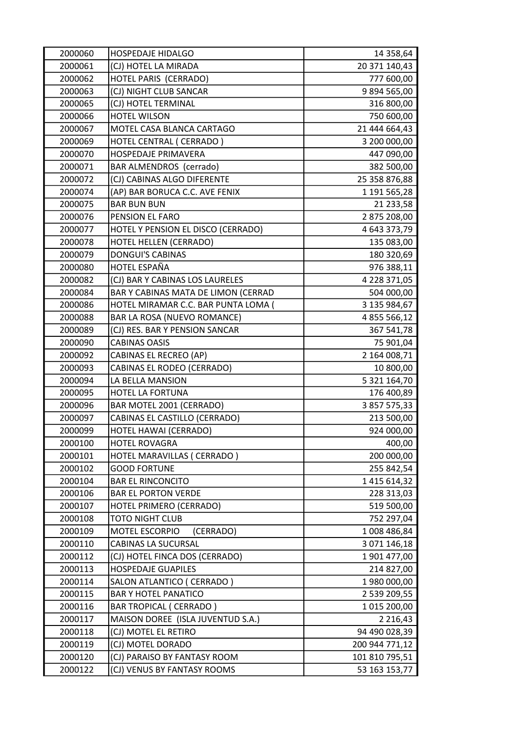| | | |
|---|---|---|
| 2000060 | HOSPEDAJE HIDALGO | 14 358,64 |
| 2000061 | (CJ) HOTEL LA MIRADA | 20 371 140,43 |
| 2000062 | HOTEL PARIS (CERRADO) | 777 600,00 |
| 2000063 | (CJ) NIGHT CLUB SANCAR | 9 894 565,00 |
| 2000065 | (CJ) HOTEL TERMINAL | 316 800,00 |
| 2000066 | HOTEL WILSON | 750 600,00 |
| 2000067 | MOTEL CASA BLANCA CARTAGO | 21 444 664,43 |
| 2000069 | HOTEL CENTRAL ( CERRADO ) | 3 200 000,00 |
| 2000070 | HOSPEDAJE PRIMAVERA | 447 090,00 |
| 2000071 | BAR ALMENDROS (cerrado) | 382 500,00 |
| 2000072 | (CJ) CABINAS ALGO DIFERENTE | 25 358 876,88 |
| 2000074 | (AP) BAR BORUCA C.C. AVE FENIX | 1 191 565,28 |
| 2000075 | BAR BUN BUN | 21 233,58 |
| 2000076 | PENSION EL FARO | 2 875 208,00 |
| 2000077 | HOTEL Y PENSION EL DISCO (CERRADO) | 4 643 373,79 |
| 2000078 | HOTEL HELLEN (CERRADO) | 135 083,00 |
| 2000079 | DONGUI'S CABINAS | 180 320,69 |
| 2000080 | HOTEL ESPAÑA | 976 388,11 |
| 2000082 | (CJ) BAR Y CABINAS LOS LAURELES | 4 228 371,05 |
| 2000084 | BAR Y CABINAS MATA DE LIMON (CERRAD | 504 000,00 |
| 2000086 | HOTEL MIRAMAR C.C. BAR PUNTA LOMA ( | 3 135 984,67 |
| 2000088 | BAR LA ROSA (NUEVO ROMANCE) | 4 855 566,12 |
| 2000089 | (CJ) RES. BAR Y PENSION SANCAR | 367 541,78 |
| 2000090 | CABINAS OASIS | 75 901,04 |
| 2000092 | CABINAS EL RECREO (AP) | 2 164 008,71 |
| 2000093 | CABINAS EL RODEO (CERRADO) | 10 800,00 |
| 2000094 | LA BELLA MANSION | 5 321 164,70 |
| 2000095 | HOTEL LA FORTUNA | 176 400,89 |
| 2000096 | BAR MOTEL 2001 (CERRADO) | 3 857 575,33 |
| 2000097 | CABINAS EL CASTILLO (CERRADO) | 213 500,00 |
| 2000099 | HOTEL HAWAI (CERRADO) | 924 000,00 |
| 2000100 | HOTEL ROVAGRA | 400,00 |
| 2000101 | HOTEL MARAVILLAS ( CERRADO ) | 200 000,00 |
| 2000102 | GOOD FORTUNE | 255 842,54 |
| 2000104 | BAR EL RINCONCITO | 1 415 614,32 |
| 2000106 | BAR EL PORTON VERDE | 228 313,03 |
| 2000107 | HOTEL PRIMERO (CERRADO) | 519 500,00 |
| 2000108 | TOTO NIGHT CLUB | 752 297,04 |
| 2000109 | MOTEL ESCORPIO (CERRADO) | 1 008 486,84 |
| 2000110 | CABINAS LA SUCURSAL | 3 071 146,18 |
| 2000112 | (CJ) HOTEL FINCA DOS (CERRADO) | 1 901 477,00 |
| 2000113 | HOSPEDAJE GUAPILES | 214 827,00 |
| 2000114 | SALON ATLANTICO ( CERRADO ) | 1 980 000,00 |
| 2000115 | BAR Y HOTEL PANATICO | 2 539 209,55 |
| 2000116 | BAR TROPICAL ( CERRADO ) | 1 015 200,00 |
| 2000117 | MAISON DOREE (ISLA JUVENTUD S.A.) | 2 216,43 |
| 2000118 | (CJ) MOTEL EL RETIRO | 94 490 028,39 |
| 2000119 | (CJ) MOTEL DORADO | 200 944 771,12 |
| 2000120 | (CJ) PARAISO BY FANTASY ROOM | 101 810 795,51 |
| 2000122 | (CJ) VENUS BY FANTASY ROOMS | 53 163 153,77 |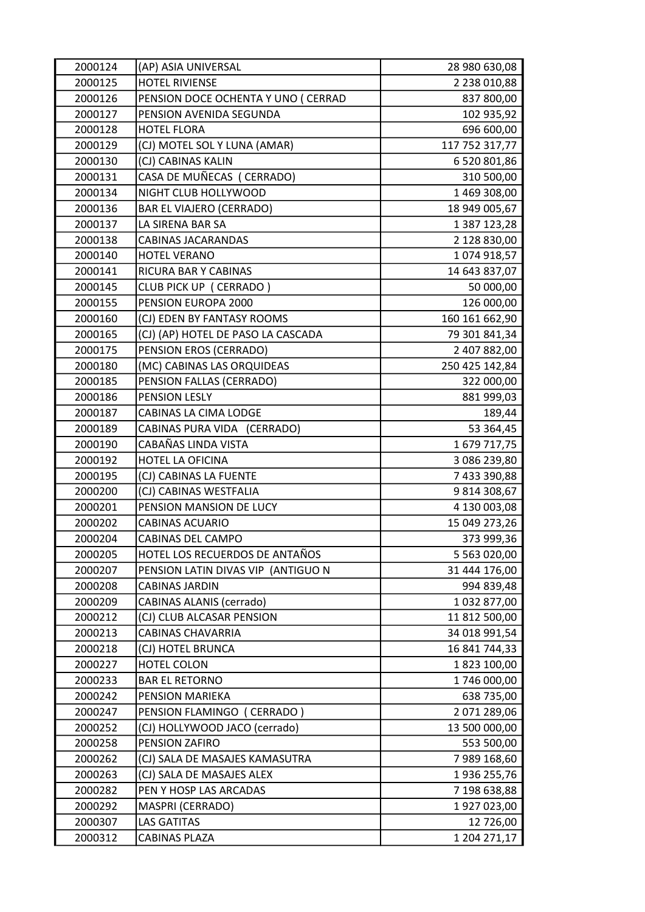| 2000124 | (AP) ASIA UNIVERSAL | 28 980 630,08 |
|---|---|---|
| 2000125 | HOTEL RIVIENSE | 2 238 010,88 |
| 2000126 | PENSION DOCE OCHENTA Y UNO ( CERRAD | 837 800,00 |
| 2000127 | PENSION AVENIDA SEGUNDA | 102 935,92 |
| 2000128 | HOTEL FLORA | 696 600,00 |
| 2000129 | (CJ) MOTEL SOL Y LUNA (AMAR) | 117 752 317,77 |
| 2000130 | (CJ) CABINAS KALIN | 6 520 801,86 |
| 2000131 | CASA DE MUÑECAS ( CERRADO) | 310 500,00 |
| 2000134 | NIGHT CLUB HOLLYWOOD | 1 469 308,00 |
| 2000136 | BAR EL VIAJERO (CERRADO) | 18 949 005,67 |
| 2000137 | LA SIRENA BAR SA | 1 387 123,28 |
| 2000138 | CABINAS JACARANDAS | 2 128 830,00 |
| 2000140 | HOTEL VERANO | 1 074 918,57 |
| 2000141 | RICURA BAR Y CABINAS | 14 643 837,07 |
| 2000145 | CLUB PICK UP ( CERRADO ) | 50 000,00 |
| 2000155 | PENSION EUROPA 2000 | 126 000,00 |
| 2000160 | (CJ) EDEN BY FANTASY ROOMS | 160 161 662,90 |
| 2000165 | (CJ) (AP) HOTEL DE PASO LA CASCADA | 79 301 841,34 |
| 2000175 | PENSION EROS (CERRADO) | 2 407 882,00 |
| 2000180 | (MC) CABINAS LAS ORQUIDEAS | 250 425 142,84 |
| 2000185 | PENSION FALLAS (CERRADO) | 322 000,00 |
| 2000186 | PENSION LESLY | 881 999,03 |
| 2000187 | CABINAS LA CIMA LODGE | 189,44 |
| 2000189 | CABINAS PURA VIDA (CERRADO) | 53 364,45 |
| 2000190 | CABAÑAS LINDA VISTA | 1 679 717,75 |
| 2000192 | HOTEL LA OFICINA | 3 086 239,80 |
| 2000195 | (CJ) CABINAS LA FUENTE | 7 433 390,88 |
| 2000200 | (CJ) CABINAS WESTFALIA | 9 814 308,67 |
| 2000201 | PENSION MANSION DE LUCY | 4 130 003,08 |
| 2000202 | CABINAS ACUARIO | 15 049 273,26 |
| 2000204 | CABINAS DEL CAMPO | 373 999,36 |
| 2000205 | HOTEL LOS RECUERDOS DE ANTAÑOS | 5 563 020,00 |
| 2000207 | PENSION LATIN DIVAS VIP (ANTIGUO N | 31 444 176,00 |
| 2000208 | CABINAS JARDIN | 994 839,48 |
| 2000209 | CABINAS ALANIS (cerrado) | 1 032 877,00 |
| 2000212 | (CJ) CLUB ALCASAR PENSION | 11 812 500,00 |
| 2000213 | CABINAS CHAVARRIA | 34 018 991,54 |
| 2000218 | (CJ) HOTEL BRUNCA | 16 841 744,33 |
| 2000227 | HOTEL COLON | 1 823 100,00 |
| 2000233 | BAR EL RETORNO | 1 746 000,00 |
| 2000242 | PENSION MARIEKA | 638 735,00 |
| 2000247 | PENSION FLAMINGO ( CERRADO ) | 2 071 289,06 |
| 2000252 | (CJ) HOLLYWOOD JACO (cerrado) | 13 500 000,00 |
| 2000258 | PENSION ZAFIRO | 553 500,00 |
| 2000262 | (CJ) SALA DE MASAJES KAMASUTRA | 7 989 168,60 |
| 2000263 | (CJ) SALA DE MASAJES ALEX | 1 936 255,76 |
| 2000282 | PEN Y HOSP LAS ARCADAS | 7 198 638,88 |
| 2000292 | MASPRI (CERRADO) | 1 927 023,00 |
| 2000307 | LAS GATITAS | 12 726,00 |
| 2000312 | CABINAS PLAZA | 1 204 271,17 |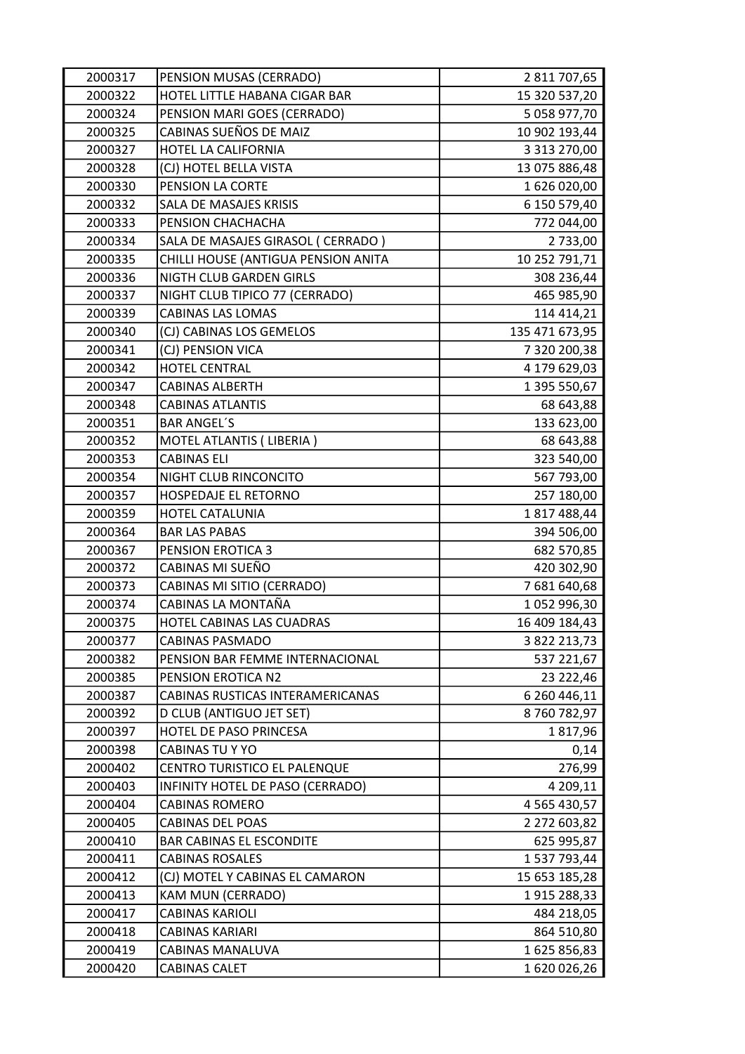| 2000317 | PENSION MUSAS (CERRADO) | 2 811 707,65 |
|---|---|---|
| 2000322 | HOTEL LITTLE HABANA CIGAR BAR | 15 320 537,20 |
| 2000324 | PENSION MARI GOES (CERRADO) | 5 058 977,70 |
| 2000325 | CABINAS SUEÑOS DE MAIZ | 10 902 193,44 |
| 2000327 | HOTEL LA CALIFORNIA | 3 313 270,00 |
| 2000328 | (CJ) HOTEL BELLA VISTA | 13 075 886,48 |
| 2000330 | PENSION LA CORTE | 1 626 020,00 |
| 2000332 | SALA DE MASAJES KRISIS | 6 150 579,40 |
| 2000333 | PENSION CHACHACHA | 772 044,00 |
| 2000334 | SALA DE MASAJES GIRASOL ( CERRADO ) | 2 733,00 |
| 2000335 | CHILLI HOUSE (ANTIGUA PENSION ANITA | 10 252 791,71 |
| 2000336 | NIGTH CLUB GARDEN GIRLS | 308 236,44 |
| 2000337 | NIGHT CLUB TIPICO 77 (CERRADO) | 465 985,90 |
| 2000339 | CABINAS LAS LOMAS | 114 414,21 |
| 2000340 | (CJ) CABINAS LOS GEMELOS | 135 471 673,95 |
| 2000341 | (CJ) PENSION VICA | 7 320 200,38 |
| 2000342 | HOTEL CENTRAL | 4 179 629,03 |
| 2000347 | CABINAS ALBERTH | 1 395 550,67 |
| 2000348 | CABINAS ATLANTIS | 68 643,88 |
| 2000351 | BAR ANGEL´S | 133 623,00 |
| 2000352 | MOTEL ATLANTIS ( LIBERIA ) | 68 643,88 |
| 2000353 | CABINAS ELI | 323 540,00 |
| 2000354 | NIGHT CLUB RINCONCITO | 567 793,00 |
| 2000357 | HOSPEDAJE EL RETORNO | 257 180,00 |
| 2000359 | HOTEL CATALUNIA | 1 817 488,44 |
| 2000364 | BAR LAS PABAS | 394 506,00 |
| 2000367 | PENSION EROTICA 3 | 682 570,85 |
| 2000372 | CABINAS MI SUEÑO | 420 302,90 |
| 2000373 | CABINAS MI SITIO (CERRADO) | 7 681 640,68 |
| 2000374 | CABINAS LA MONTAÑA | 1 052 996,30 |
| 2000375 | HOTEL CABINAS LAS CUADRAS | 16 409 184,43 |
| 2000377 | CABINAS PASMADO | 3 822 213,73 |
| 2000382 | PENSION BAR FEMME INTERNACIONAL | 537 221,67 |
| 2000385 | PENSION EROTICA N2 | 23 222,46 |
| 2000387 | CABINAS RUSTICAS INTERAMERICANAS | 6 260 446,11 |
| 2000392 | D CLUB (ANTIGUO JET SET) | 8 760 782,97 |
| 2000397 | HOTEL DE PASO PRINCESA | 1 817,96 |
| 2000398 | CABINAS TU Y YO | 0,14 |
| 2000402 | CENTRO TURISTICO EL PALENQUE | 276,99 |
| 2000403 | INFINITY HOTEL DE PASO (CERRADO) | 4 209,11 |
| 2000404 | CABINAS ROMERO | 4 565 430,57 |
| 2000405 | CABINAS DEL POAS | 2 272 603,82 |
| 2000410 | BAR CABINAS EL ESCONDITE | 625 995,87 |
| 2000411 | CABINAS ROSALES | 1 537 793,44 |
| 2000412 | (CJ) MOTEL Y CABINAS EL CAMARON | 15 653 185,28 |
| 2000413 | KAM MUN (CERRADO) | 1 915 288,33 |
| 2000417 | CABINAS KARIOLI | 484 218,05 |
| 2000418 | CABINAS KARIARI | 864 510,80 |
| 2000419 | CABINAS MANALUVA | 1 625 856,83 |
| 2000420 | CABINAS CALET | 1 620 026,26 |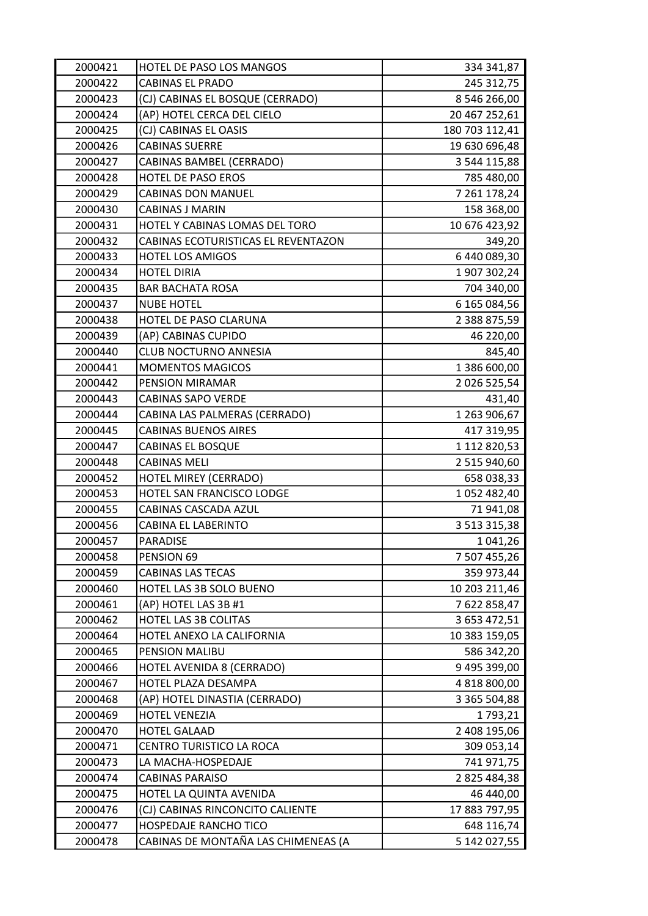| | | |
|---|---|---|
| 2000421 | HOTEL DE PASO LOS MANGOS | 334 341,87 |
| 2000422 | CABINAS EL PRADO | 245 312,75 |
| 2000423 | (CJ) CABINAS EL BOSQUE (CERRADO) | 8 546 266,00 |
| 2000424 | (AP) HOTEL CERCA DEL CIELO | 20 467 252,61 |
| 2000425 | (CJ) CABINAS EL OASIS | 180 703 112,41 |
| 2000426 | CABINAS SUERRE | 19 630 696,48 |
| 2000427 | CABINAS BAMBEL (CERRADO) | 3 544 115,88 |
| 2000428 | HOTEL DE PASO EROS | 785 480,00 |
| 2000429 | CABINAS DON MANUEL | 7 261 178,24 |
| 2000430 | CABINAS J MARIN | 158 368,00 |
| 2000431 | HOTEL Y CABINAS LOMAS DEL TORO | 10 676 423,92 |
| 2000432 | CABINAS ECOTURISTICAS EL REVENTAZON | 349,20 |
| 2000433 | HOTEL LOS AMIGOS | 6 440 089,30 |
| 2000434 | HOTEL DIRIA | 1 907 302,24 |
| 2000435 | BAR BACHATA ROSA | 704 340,00 |
| 2000437 | NUBE HOTEL | 6 165 084,56 |
| 2000438 | HOTEL DE PASO CLARUNA | 2 388 875,59 |
| 2000439 | (AP) CABINAS CUPIDO | 46 220,00 |
| 2000440 | CLUB NOCTURNO ANNESIA | 845,40 |
| 2000441 | MOMENTOS MAGICOS | 1 386 600,00 |
| 2000442 | PENSION MIRAMAR | 2 026 525,54 |
| 2000443 | CABINAS SAPO VERDE | 431,40 |
| 2000444 | CABINA LAS PALMERAS (CERRADO) | 1 263 906,67 |
| 2000445 | CABINAS BUENOS AIRES | 417 319,95 |
| 2000447 | CABINAS EL BOSQUE | 1 112 820,53 |
| 2000448 | CABINAS MELI | 2 515 940,60 |
| 2000452 | HOTEL MIREY (CERRADO) | 658 038,33 |
| 2000453 | HOTEL SAN FRANCISCO LODGE | 1 052 482,40 |
| 2000455 | CABINAS CASCADA AZUL | 71 941,08 |
| 2000456 | CABINA EL LABERINTO | 3 513 315,38 |
| 2000457 | PARADISE | 1 041,26 |
| 2000458 | PENSION 69 | 7 507 455,26 |
| 2000459 | CABINAS LAS TECAS | 359 973,44 |
| 2000460 | HOTEL LAS 3B SOLO BUENO | 10 203 211,46 |
| 2000461 | (AP) HOTEL LAS 3B #1 | 7 622 858,47 |
| 2000462 | HOTEL LAS 3B COLITAS | 3 653 472,51 |
| 2000464 | HOTEL ANEXO LA CALIFORNIA | 10 383 159,05 |
| 2000465 | PENSION MALIBU | 586 342,20 |
| 2000466 | HOTEL AVENIDA 8 (CERRADO) | 9 495 399,00 |
| 2000467 | HOTEL PLAZA DESAMPA | 4 818 800,00 |
| 2000468 | (AP) HOTEL DINASTIA (CERRADO) | 3 365 504,88 |
| 2000469 | HOTEL VENEZIA | 1 793,21 |
| 2000470 | HOTEL GALAAD | 2 408 195,06 |
| 2000471 | CENTRO TURISTICO LA ROCA | 309 053,14 |
| 2000473 | LA MACHA-HOSPEDAJE | 741 971,75 |
| 2000474 | CABINAS PARAISO | 2 825 484,38 |
| 2000475 | HOTEL LA QUINTA AVENIDA | 46 440,00 |
| 2000476 | (CJ) CABINAS RINCONCITO CALIENTE | 17 883 797,95 |
| 2000477 | HOSPEDAJE RANCHO TICO | 648 116,74 |
| 2000478 | CABINAS DE MONTAÑA LAS CHIMENEAS (A | 5 142 027,55 |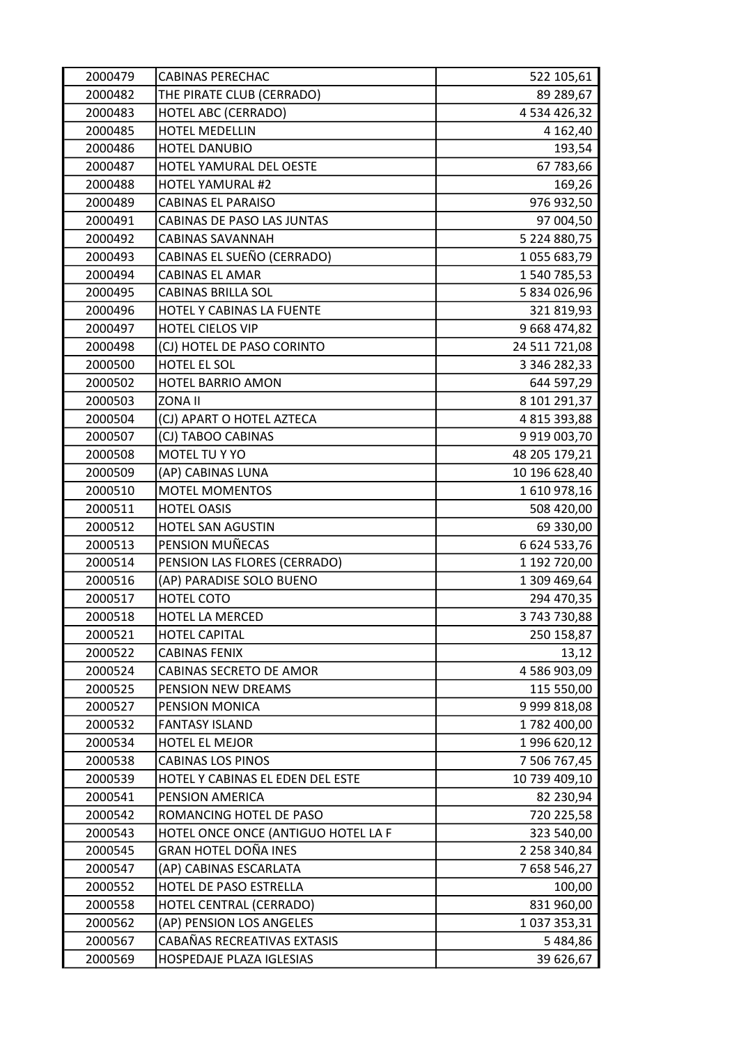| | | |
|---|---|---|
| 2000479 | CABINAS PERECHAC | 522 105,61 |
| 2000482 | THE PIRATE CLUB (CERRADO) | 89 289,67 |
| 2000483 | HOTEL ABC (CERRADO) | 4 534 426,32 |
| 2000485 | HOTEL MEDELLIN | 4 162,40 |
| 2000486 | HOTEL DANUBIO | 193,54 |
| 2000487 | HOTEL YAMURAL DEL OESTE | 67 783,66 |
| 2000488 | HOTEL YAMURAL #2 | 169,26 |
| 2000489 | CABINAS EL PARAISO | 976 932,50 |
| 2000491 | CABINAS DE PASO LAS JUNTAS | 97 004,50 |
| 2000492 | CABINAS SAVANNAH | 5 224 880,75 |
| 2000493 | CABINAS EL SUEÑO (CERRADO) | 1 055 683,79 |
| 2000494 | CABINAS EL AMAR | 1 540 785,53 |
| 2000495 | CABINAS BRILLA SOL | 5 834 026,96 |
| 2000496 | HOTEL Y CABINAS LA FUENTE | 321 819,93 |
| 2000497 | HOTEL CIELOS VIP | 9 668 474,82 |
| 2000498 | (CJ) HOTEL DE PASO CORINTO | 24 511 721,08 |
| 2000500 | HOTEL EL SOL | 3 346 282,33 |
| 2000502 | HOTEL BARRIO AMON | 644 597,29 |
| 2000503 | ZONA II | 8 101 291,37 |
| 2000504 | (CJ) APART O HOTEL AZTECA | 4 815 393,88 |
| 2000507 | (CJ) TABOO CABINAS | 9 919 003,70 |
| 2000508 | MOTEL TU Y YO | 48 205 179,21 |
| 2000509 | (AP) CABINAS LUNA | 10 196 628,40 |
| 2000510 | MOTEL MOMENTOS | 1 610 978,16 |
| 2000511 | HOTEL OASIS | 508 420,00 |
| 2000512 | HOTEL SAN AGUSTIN | 69 330,00 |
| 2000513 | PENSION MUÑECAS | 6 624 533,76 |
| 2000514 | PENSION LAS FLORES (CERRADO) | 1 192 720,00 |
| 2000516 | (AP) PARADISE SOLO BUENO | 1 309 469,64 |
| 2000517 | HOTEL COTO | 294 470,35 |
| 2000518 | HOTEL LA MERCED | 3 743 730,88 |
| 2000521 | HOTEL CAPITAL | 250 158,87 |
| 2000522 | CABINAS FENIX | 13,12 |
| 2000524 | CABINAS SECRETO DE AMOR | 4 586 903,09 |
| 2000525 | PENSION NEW DREAMS | 115 550,00 |
| 2000527 | PENSION MONICA | 9 999 818,08 |
| 2000532 | FANTASY ISLAND | 1 782 400,00 |
| 2000534 | HOTEL EL MEJOR | 1 996 620,12 |
| 2000538 | CABINAS LOS PINOS | 7 506 767,45 |
| 2000539 | HOTEL Y CABINAS EL EDEN DEL ESTE | 10 739 409,10 |
| 2000541 | PENSION AMERICA | 82 230,94 |
| 2000542 | ROMANCING HOTEL DE PASO | 720 225,58 |
| 2000543 | HOTEL ONCE ONCE (ANTIGUO HOTEL LA F | 323 540,00 |
| 2000545 | GRAN HOTEL DOÑA INES | 2 258 340,84 |
| 2000547 | (AP) CABINAS ESCARLATA | 7 658 546,27 |
| 2000552 | HOTEL DE PASO ESTRELLA | 100,00 |
| 2000558 | HOTEL CENTRAL (CERRADO) | 831 960,00 |
| 2000562 | (AP) PENSION LOS ANGELES | 1 037 353,31 |
| 2000567 | CABAÑAS RECREATIVAS EXTASIS | 5 484,86 |
| 2000569 | HOSPEDAJE PLAZA IGLESIAS | 39 626,67 |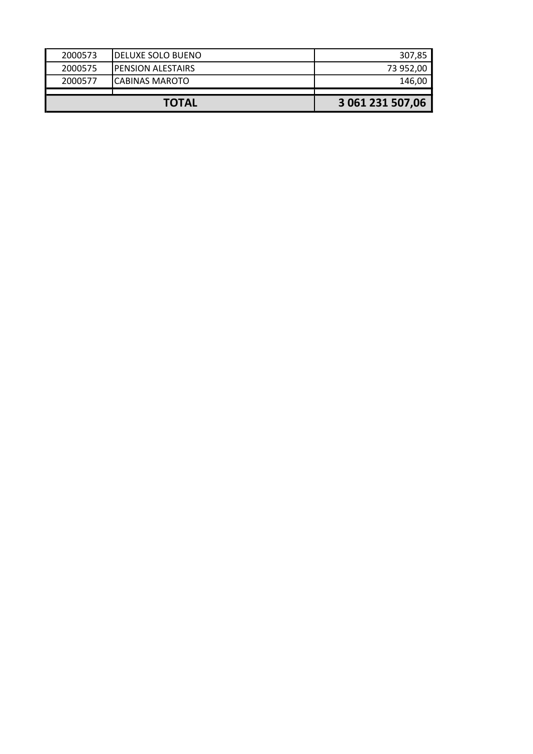| | | |
|---|---|---|
| 2000573 | DELUXE SOLO BUENO | 307,85 |
| 2000575 | PENSION ALESTAIRS | 73 952,00 |
| 2000577 | CABINAS MAROTO | 146,00 |
| | | |
| **TOTAL** | | **3 061 231 507,06** |